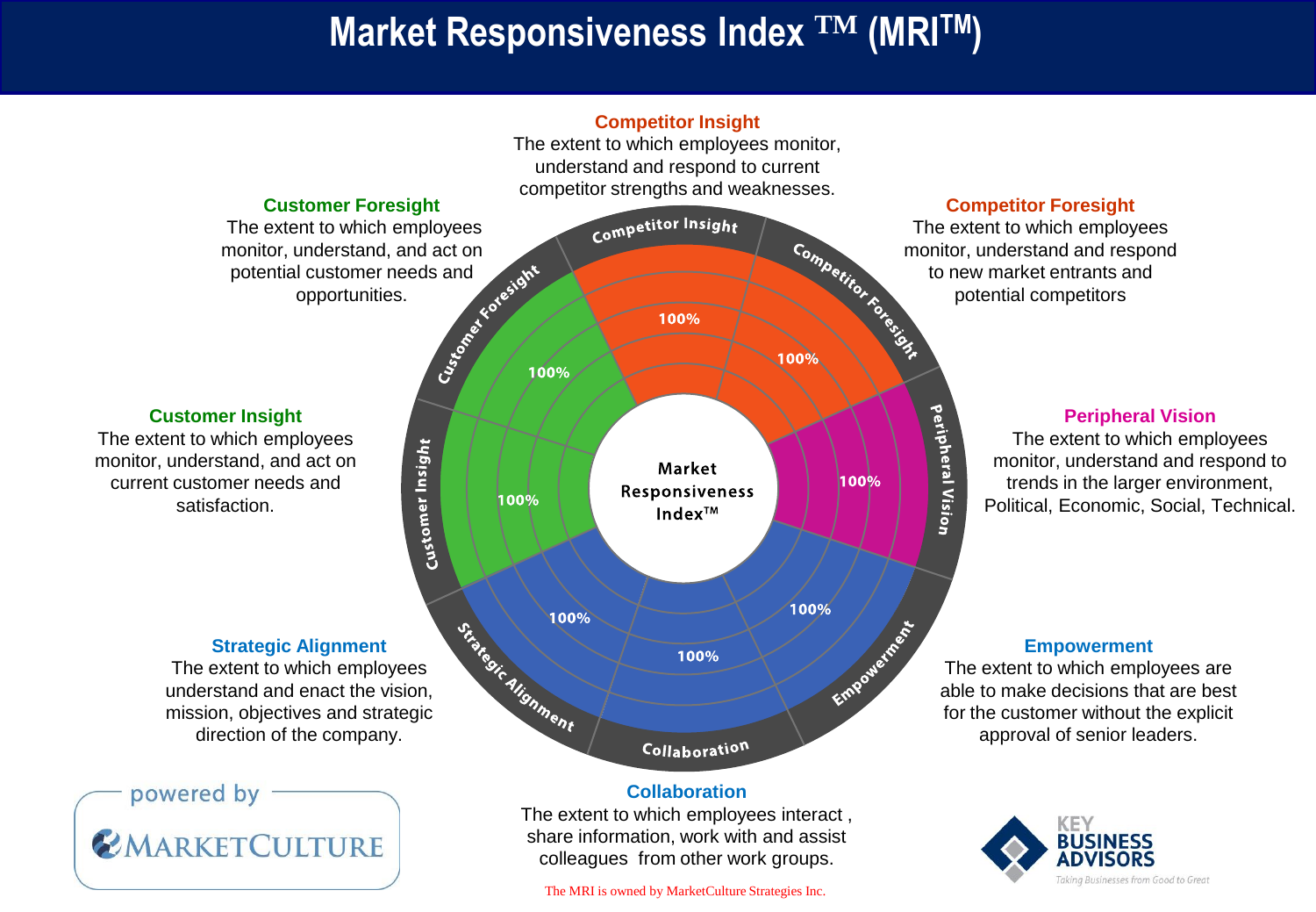# Market Responsiveness Index ™ (MRI™)

**Competitor Insight**
The extent to which employees monitor, understand and respond to current competitor strengths and weaknesses.

**Customer Foresight**
The extent to which employees monitor, understand, and act on potential customer needs and opportunities.

**Competitor Foresight**
The extent to which employees monitor, understand and respond to new market entrants and potential competitors

**Customer Insight**
The extent to which employees monitor, understand, and act on current customer needs and satisfaction.

**Peripheral Vision**
The extent to which employees monitor, understand and respond to trends in the larger environment, Political, Economic, Social, Technical.

Market Responsiveness Index™

Competitor Insight 100%
Competitor Foresight 100%
Peripheral Vision 100%
Empowerment 100%
Collaboration 100%
Strategic Alignment 100%
Customer Insight 100%
Customer Foresight 100%

**Strategic Alignment**
The extent to which employees understand and enact the vision, mission, objectives and strategic direction of the company.

**Empowerment**
The extent to which employees are able to make decisions that are best for the customer without the explicit approval of senior leaders.

**Collaboration**
The extent to which employees interact , share information, work with and assist colleagues from other work groups.

powered by MARKETCULTURE

The MRI is owned by MarketCulture Strategies Inc.

KEY BUSINESS ADVISORS
*Taking Businesses from Good to Great*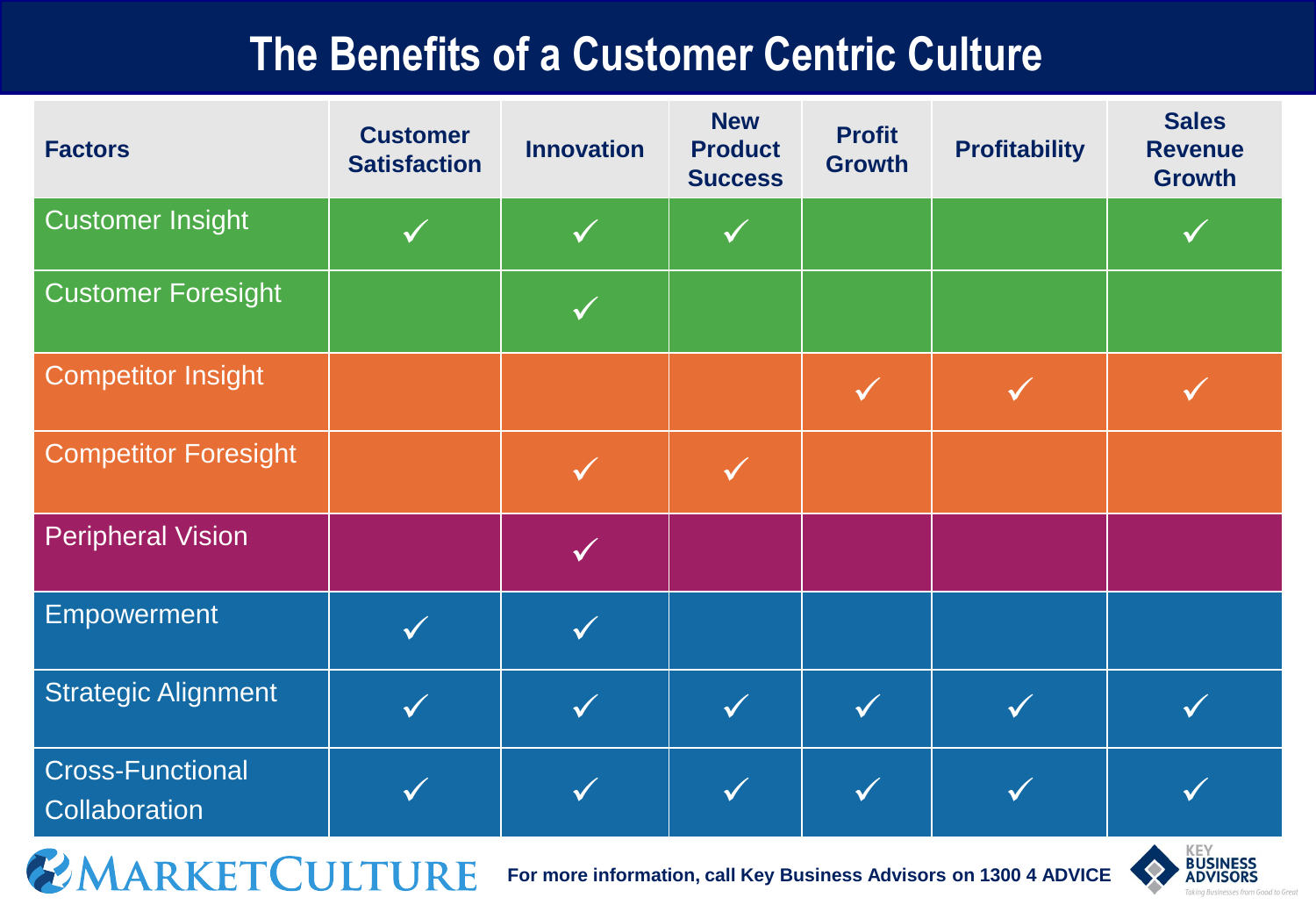# The Benefits of a Customer Centric Culture

| Factors | Customer Satisfaction | Innovation | New Product Success | Profit Growth | Profitability | Sales Revenue Growth |
|---|---|---|---|---|---|---|
| Customer Insight | ✓ | ✓ | ✓ | | | ✓ |
| Customer Foresight | | ✓ | | | | |
| Competitor Insight | | | | ✓ | ✓ | ✓ |
| Competitor Foresight | | ✓ | ✓ | | | |
| Peripheral Vision | | ✓ | | | | |
| Empowerment | ✓ | ✓ | | | | |
| Strategic Alignment | ✓ | ✓ | ✓ | ✓ | ✓ | ✓ |
| Cross-Functional Collaboration | ✓ | ✓ | ✓ | ✓ | ✓ | ✓ |

MarketCulture

For more information, call Key Business Advisors on 1300 4 ADVICE

Key Business Advisors — Taking Businesses from Good to Great